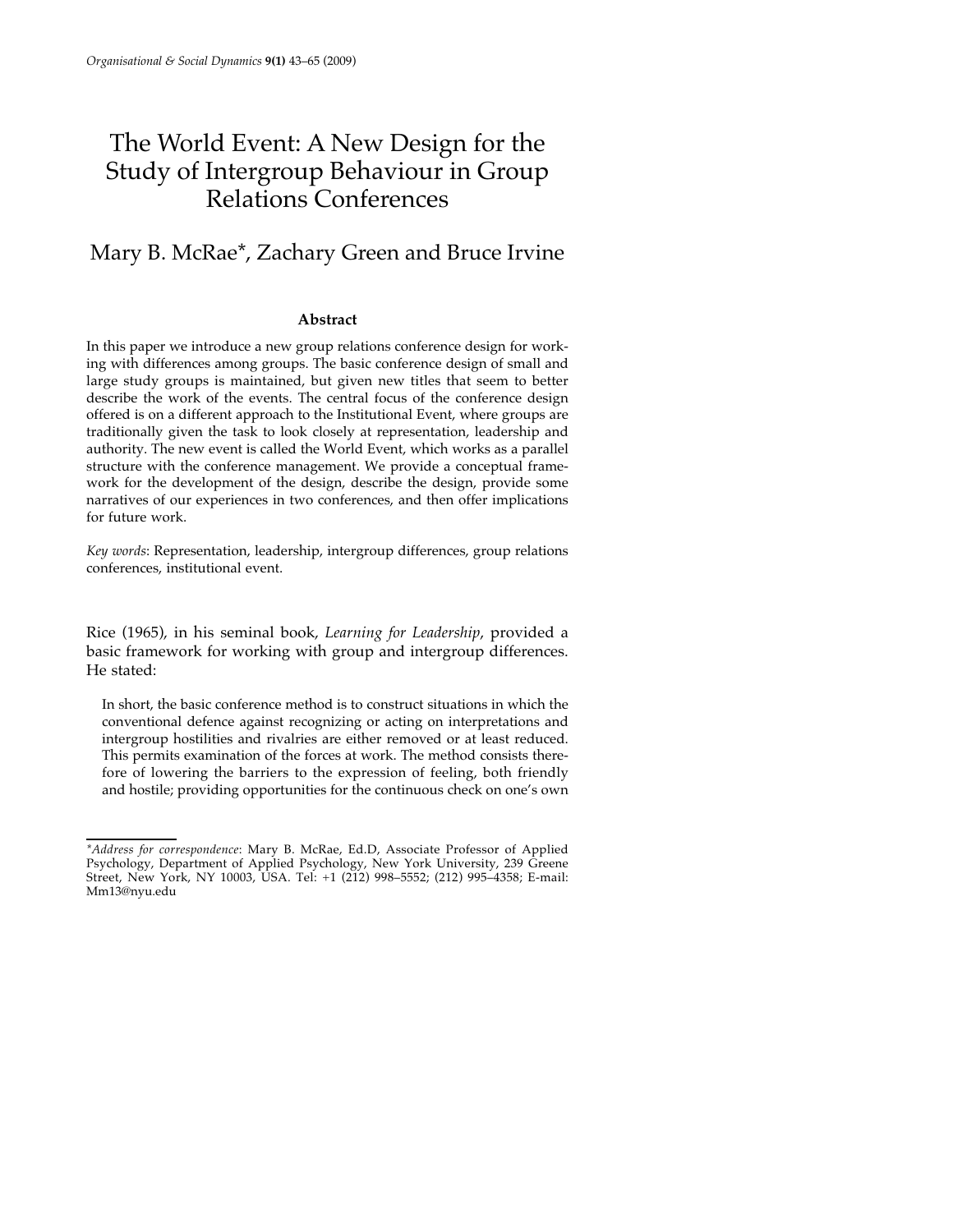# The World Event: A New Design for the Study of Intergroup Behaviour in Group Relations Conferences

Mary B. McRae*, Zachary Green and Bruce Irvine

### Abstract

In this paper we introduce a new group relations conference design for working with differences among groups. The basic conference design of small and large study groups is maintained, but given new titles that seem to better describe the work of the events. The central focus of the conference design offered is on a different approach to the Institutional Event, where groups are traditionally given the task to look closely at representation, leadership and authority. The new event is called the World Event, which works as a parallel structure with the conference management. We provide a conceptual framework for the development of the design, describe the design, provide some narratives of our experiences in two conferences, and then offer implications for future work.

*Key words*: Representation, leadership, intergroup differences, group relations conferences, institutional event.

Rice (1965), in his seminal book, *Learning for Leadership*, provided a basic framework for working with group and intergroup differences. He stated:

> In short, the basic conference method is to construct situations in which the conventional defence against recognizing or acting on interpretations and intergroup hostilities and rivalries are either removed or at least reduced. This permits examination of the forces at work. The method consists therefore of lowering the barriers to the expression of feeling, both friendly and hostile; providing opportunities for the continuous check on one's own

*\*Address for correspondence*: Mary B. McRae, Ed.D, Associate Professor of Applied Psychology, Department of Applied Psychology, New York University, 239 Greene Street, New York, NY 10003, USA. Tel: +1 (212) 998–5552; (212) 995–4358; E-mail: Mm13@nyu.edu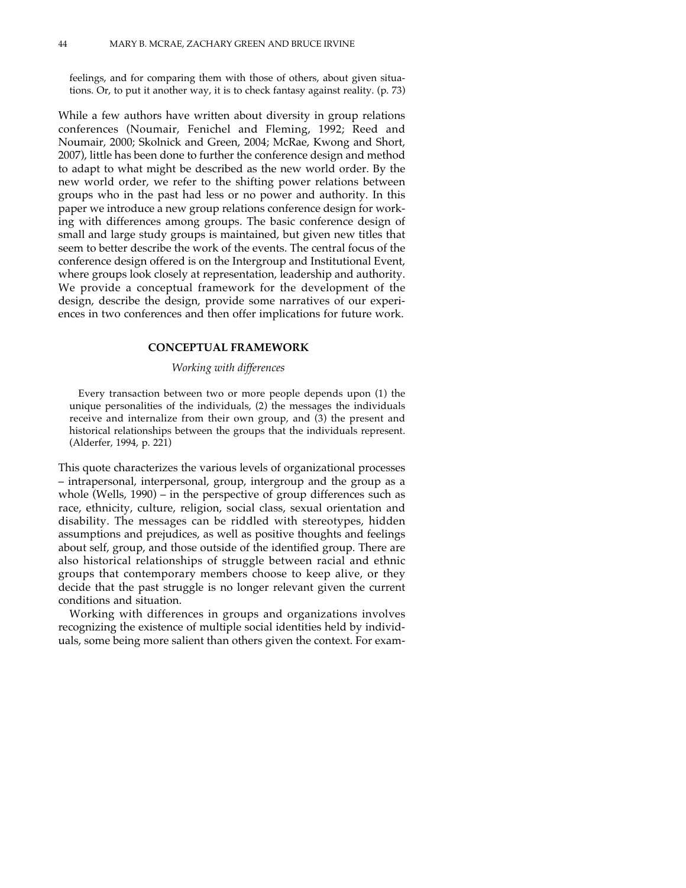> feelings, and for comparing them with those of others, about given situations. Or, to put it another way, it is to check fantasy against reality. (p. 73)

While a few authors have written about diversity in group relations conferences (Noumair, Fenichel and Fleming, 1992; Reed and Noumair, 2000; Skolnick and Green, 2004; McRae, Kwong and Short, 2007), little has been done to further the conference design and method to adapt to what might be described as the new world order. By the new world order, we refer to the shifting power relations between groups who in the past had less or no power and authority. In this paper we introduce a new group relations conference design for working with differences among groups. The basic conference design of small and large study groups is maintained, but given new titles that seem to better describe the work of the events. The central focus of the conference design offered is on the Intergroup and Institutional Event, where groups look closely at representation, leadership and authority. We provide a conceptual framework for the development of the design, describe the design, provide some narratives of our experiences in two conferences and then offer implications for future work.

## CONCEPTUAL FRAMEWORK

### *Working with differences*

> Every transaction between two or more people depends upon (1) the unique personalities of the individuals, (2) the messages the individuals receive and internalize from their own group, and (3) the present and historical relationships between the groups that the individuals represent. (Alderfer, 1994, p. 221)

This quote characterizes the various levels of organizational processes – intrapersonal, interpersonal, group, intergroup and the group as a whole (Wells, 1990) – in the perspective of group differences such as race, ethnicity, culture, religion, social class, sexual orientation and disability. The messages can be riddled with stereotypes, hidden assumptions and prejudices, as well as positive thoughts and feelings about self, group, and those outside of the identified group. There are also historical relationships of struggle between racial and ethnic groups that contemporary members choose to keep alive, or they decide that the past struggle is no longer relevant given the current conditions and situation.

Working with differences in groups and organizations involves recognizing the existence of multiple social identities held by individuals, some being more salient than others given the context. For exam-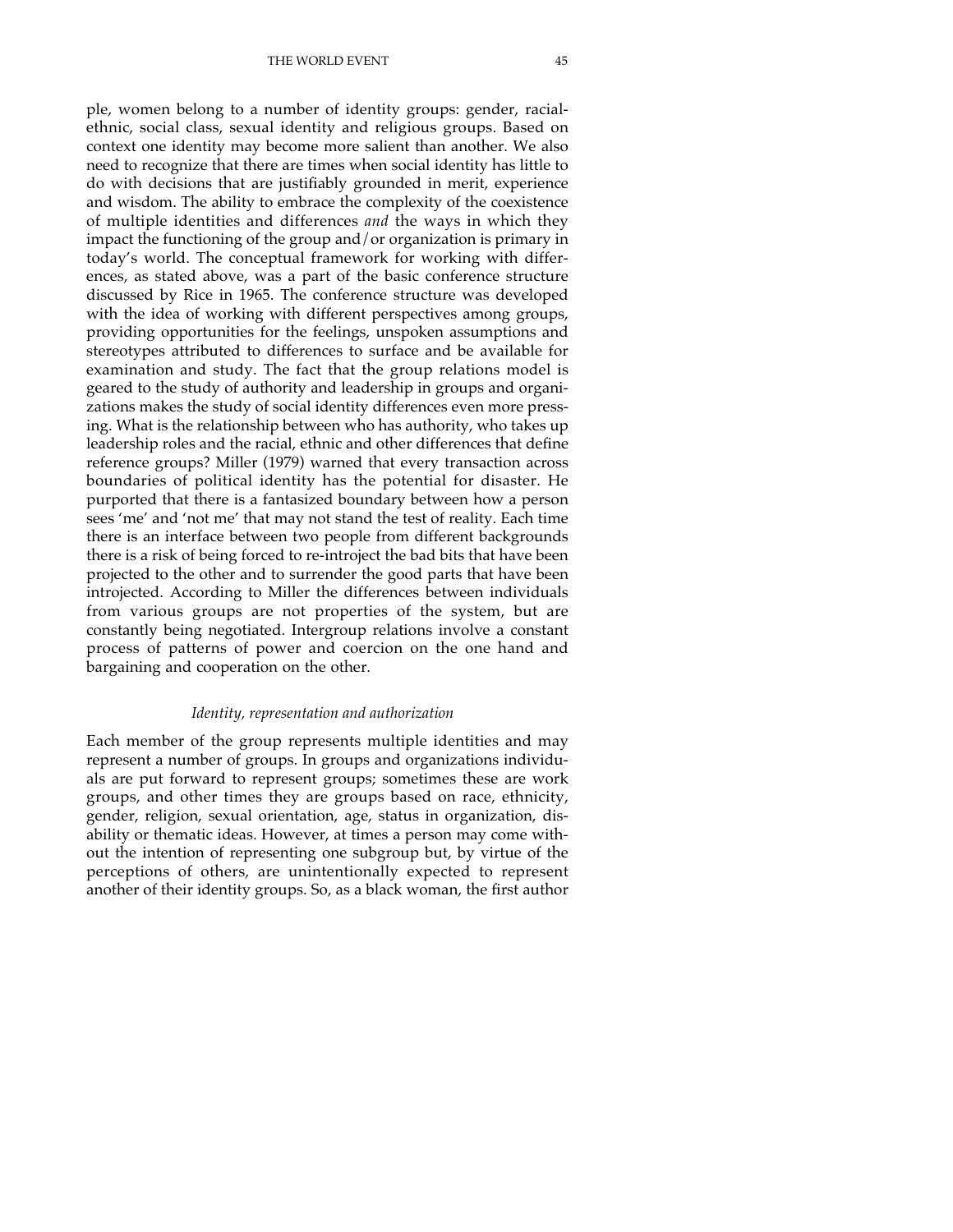ple, women belong to a number of identity groups: gender, racial-ethnic, social class, sexual identity and religious groups. Based on context one identity may become more salient than another. We also need to recognize that there are times when social identity has little to do with decisions that are justifiably grounded in merit, experience and wisdom. The ability to embrace the complexity of the coexistence of multiple identities and differences *and* the ways in which they impact the functioning of the group and/or organization is primary in today's world. The conceptual framework for working with differences, as stated above, was a part of the basic conference structure discussed by Rice in 1965. The conference structure was developed with the idea of working with different perspectives among groups, providing opportunities for the feelings, unspoken assumptions and stereotypes attributed to differences to surface and be available for examination and study. The fact that the group relations model is geared to the study of authority and leadership in groups and organizations makes the study of social identity differences even more pressing. What is the relationship between who has authority, who takes up leadership roles and the racial, ethnic and other differences that define reference groups? Miller (1979) warned that every transaction across boundaries of political identity has the potential for disaster. He purported that there is a fantasized boundary between how a person sees 'me' and 'not me' that may not stand the test of reality. Each time there is an interface between two people from different backgrounds there is a risk of being forced to re-introject the bad bits that have been projected to the other and to surrender the good parts that have been introjected. According to Miller the differences between individuals from various groups are not properties of the system, but are constantly being negotiated. Intergroup relations involve a constant process of patterns of power and coercion on the one hand and bargaining and cooperation on the other.

### *Identity, representation and authorization*

Each member of the group represents multiple identities and may represent a number of groups. In groups and organizations individuals are put forward to represent groups; sometimes these are work groups, and other times they are groups based on race, ethnicity, gender, religion, sexual orientation, age, status in organization, disability or thematic ideas. However, at times a person may come without the intention of representing one subgroup but, by virtue of the perceptions of others, are unintentionally expected to represent another of their identity groups. So, as a black woman, the first author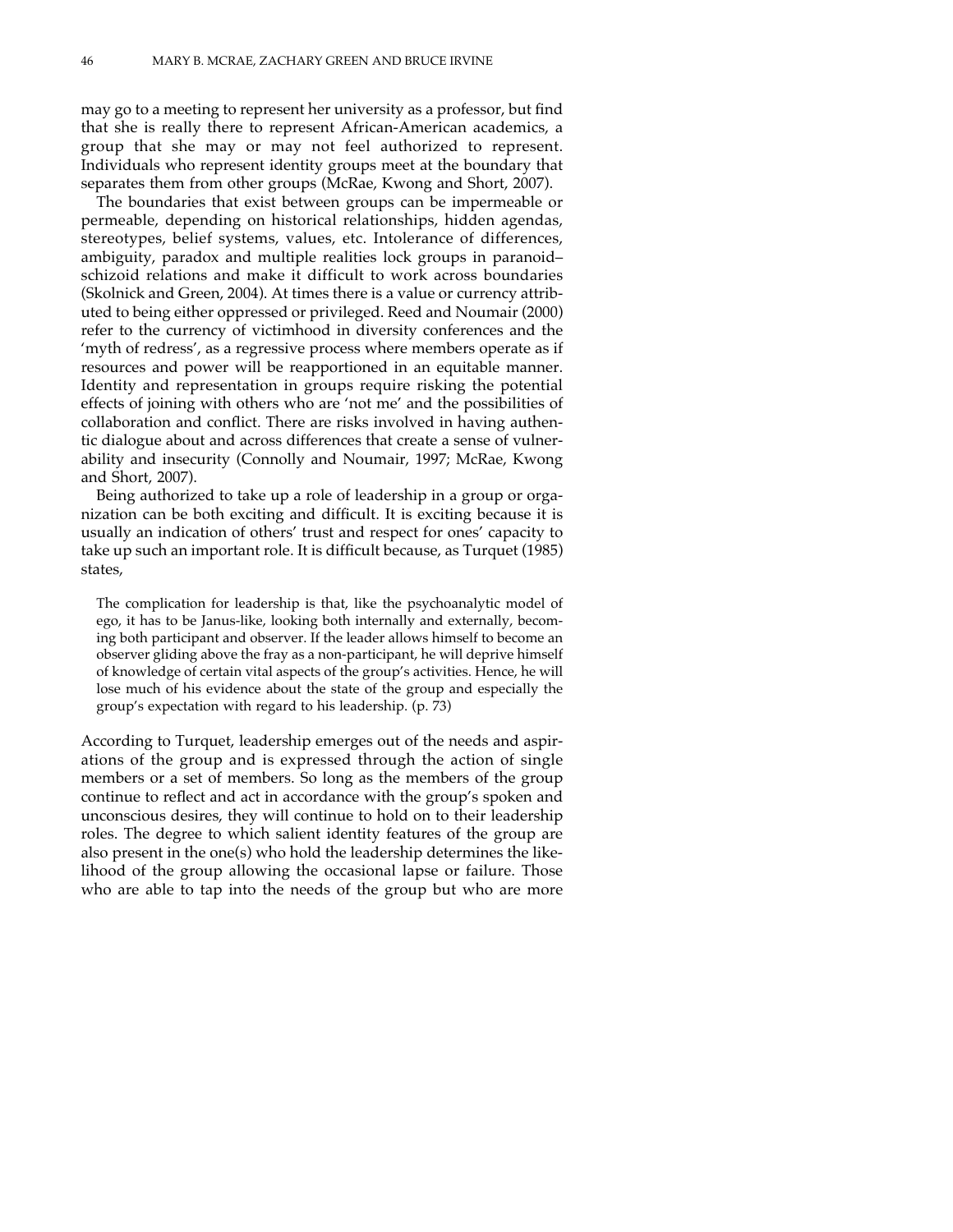may go to a meeting to represent her university as a professor, but find that she is really there to represent African-American academics, a group that she may or may not feel authorized to represent. Individuals who represent identity groups meet at the boundary that separates them from other groups (McRae, Kwong and Short, 2007).

The boundaries that exist between groups can be impermeable or permeable, depending on historical relationships, hidden agendas, stereotypes, belief systems, values, etc. Intolerance of differences, ambiguity, paradox and multiple realities lock groups in paranoid–schizoid relations and make it difficult to work across boundaries (Skolnick and Green, 2004). At times there is a value or currency attributed to being either oppressed or privileged. Reed and Noumair (2000) refer to the currency of victimhood in diversity conferences and the 'myth of redress', as a regressive process where members operate as if resources and power will be reapportioned in an equitable manner. Identity and representation in groups require risking the potential effects of joining with others who are 'not me' and the possibilities of collaboration and conflict. There are risks involved in having authentic dialogue about and across differences that create a sense of vulnerability and insecurity (Connolly and Noumair, 1997; McRae, Kwong and Short, 2007).

Being authorized to take up a role of leadership in a group or organization can be both exciting and difficult. It is exciting because it is usually an indication of others' trust and respect for ones' capacity to take up such an important role. It is difficult because, as Turquet (1985) states,

> The complication for leadership is that, like the psychoanalytic model of ego, it has to be Janus-like, looking both internally and externally, becoming both participant and observer. If the leader allows himself to become an observer gliding above the fray as a non-participant, he will deprive himself of knowledge of certain vital aspects of the group's activities. Hence, he will lose much of his evidence about the state of the group and especially the group's expectation with regard to his leadership. (p. 73)

According to Turquet, leadership emerges out of the needs and aspirations of the group and is expressed through the action of single members or a set of members. So long as the members of the group continue to reflect and act in accordance with the group's spoken and unconscious desires, they will continue to hold on to their leadership roles. The degree to which salient identity features of the group are also present in the one(s) who hold the leadership determines the likelihood of the group allowing the occasional lapse or failure. Those who are able to tap into the needs of the group but who are more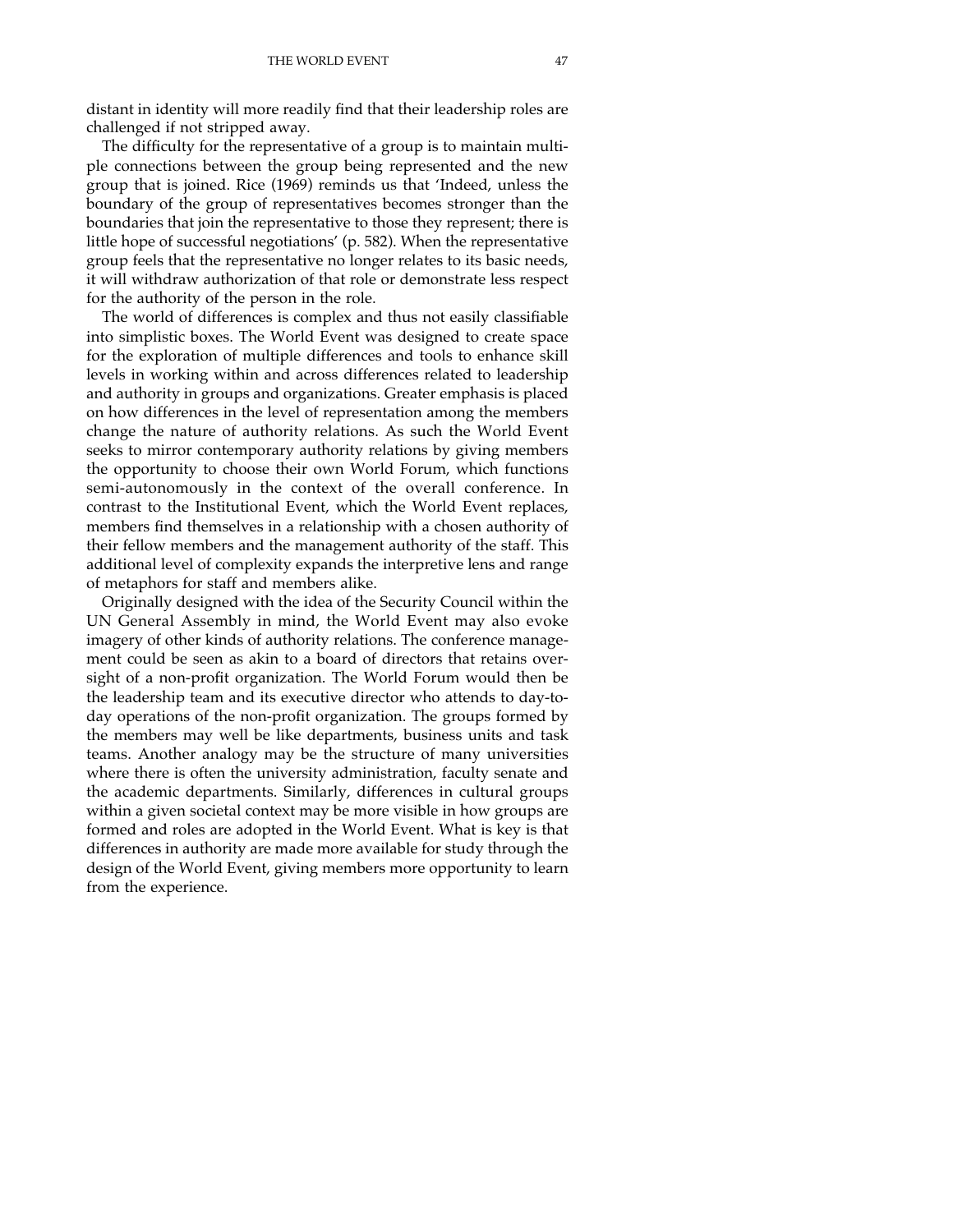distant in identity will more readily find that their leadership roles are challenged if not stripped away.

The difficulty for the representative of a group is to maintain multiple connections between the group being represented and the new group that is joined. Rice (1969) reminds us that 'Indeed, unless the boundary of the group of representatives becomes stronger than the boundaries that join the representative to those they represent; there is little hope of successful negotiations' (p. 582). When the representative group feels that the representative no longer relates to its basic needs, it will withdraw authorization of that role or demonstrate less respect for the authority of the person in the role.

The world of differences is complex and thus not easily classifiable into simplistic boxes. The World Event was designed to create space for the exploration of multiple differences and tools to enhance skill levels in working within and across differences related to leadership and authority in groups and organizations. Greater emphasis is placed on how differences in the level of representation among the members change the nature of authority relations. As such the World Event seeks to mirror contemporary authority relations by giving members the opportunity to choose their own World Forum, which functions semi-autonomously in the context of the overall conference. In contrast to the Institutional Event, which the World Event replaces, members find themselves in a relationship with a chosen authority of their fellow members and the management authority of the staff. This additional level of complexity expands the interpretive lens and range of metaphors for staff and members alike.

Originally designed with the idea of the Security Council within the UN General Assembly in mind, the World Event may also evoke imagery of other kinds of authority relations. The conference management could be seen as akin to a board of directors that retains oversight of a non-profit organization. The World Forum would then be the leadership team and its executive director who attends to day-to-day operations of the non-profit organization. The groups formed by the members may well be like departments, business units and task teams. Another analogy may be the structure of many universities where there is often the university administration, faculty senate and the academic departments. Similarly, differences in cultural groups within a given societal context may be more visible in how groups are formed and roles are adopted in the World Event. What is key is that differences in authority are made more available for study through the design of the World Event, giving members more opportunity to learn from the experience.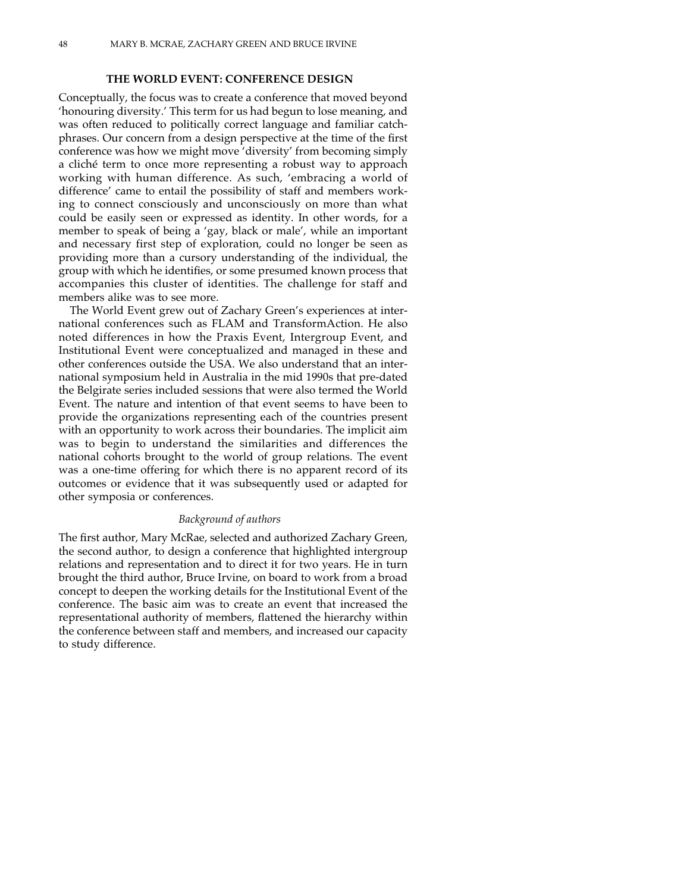## THE WORLD EVENT: CONFERENCE DESIGN

Conceptually, the focus was to create a conference that moved beyond 'honouring diversity.' This term for us had begun to lose meaning, and was often reduced to politically correct language and familiar catch-phrases. Our concern from a design perspective at the time of the first conference was how we might move 'diversity' from becoming simply a cliché term to once more representing a robust way to approach working with human difference. As such, 'embracing a world of difference' came to entail the possibility of staff and members working to connect consciously and unconsciously on more than what could be easily seen or expressed as identity. In other words, for a member to speak of being a 'gay, black or male', while an important and necessary first step of exploration, could no longer be seen as providing more than a cursory understanding of the individual, the group with which he identifies, or some presumed known process that accompanies this cluster of identities. The challenge for staff and members alike was to see more.

The World Event grew out of Zachary Green's experiences at international conferences such as FLAM and TransformAction. He also noted differences in how the Praxis Event, Intergroup Event, and Institutional Event were conceptualized and managed in these and other conferences outside the USA. We also understand that an international symposium held in Australia in the mid 1990s that pre-dated the Belgirate series included sessions that were also termed the World Event. The nature and intention of that event seems to have been to provide the organizations representing each of the countries present with an opportunity to work across their boundaries. The implicit aim was to begin to understand the similarities and differences the national cohorts brought to the world of group relations. The event was a one-time offering for which there is no apparent record of its outcomes or evidence that it was subsequently used or adapted for other symposia or conferences.

### *Background of authors*

The first author, Mary McRae, selected and authorized Zachary Green, the second author, to design a conference that highlighted intergroup relations and representation and to direct it for two years. He in turn brought the third author, Bruce Irvine, on board to work from a broad concept to deepen the working details for the Institutional Event of the conference. The basic aim was to create an event that increased the representational authority of members, flattened the hierarchy within the conference between staff and members, and increased our capacity to study difference.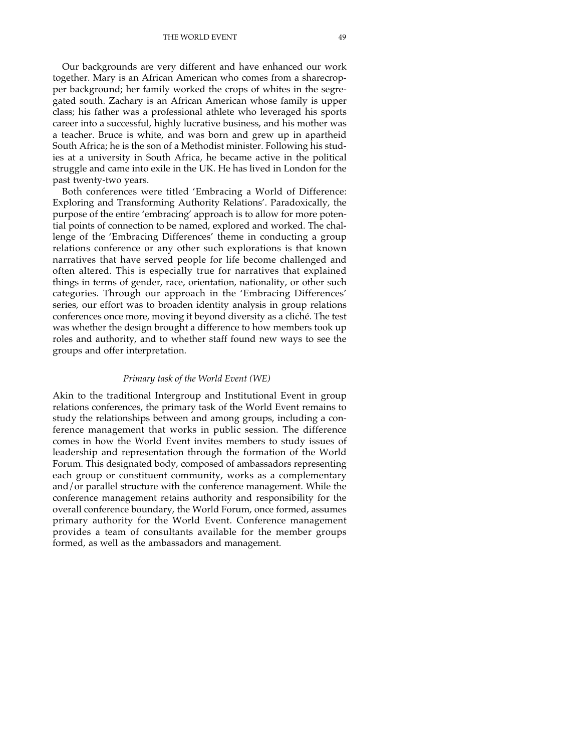Our backgrounds are very different and have enhanced our work together. Mary is an African American who comes from a sharecropper background; her family worked the crops of whites in the segregated south. Zachary is an African American whose family is upper class; his father was a professional athlete who leveraged his sports career into a successful, highly lucrative business, and his mother was a teacher. Bruce is white, and was born and grew up in apartheid South Africa; he is the son of a Methodist minister. Following his studies at a university in South Africa, he became active in the political struggle and came into exile in the UK. He has lived in London for the past twenty-two years.

Both conferences were titled 'Embracing a World of Difference: Exploring and Transforming Authority Relations'. Paradoxically, the purpose of the entire 'embracing' approach is to allow for more potential points of connection to be named, explored and worked. The challenge of the 'Embracing Differences' theme in conducting a group relations conference or any other such explorations is that known narratives that have served people for life become challenged and often altered. This is especially true for narratives that explained things in terms of gender, race, orientation, nationality, or other such categories. Through our approach in the 'Embracing Differences' series, our effort was to broaden identity analysis in group relations conferences once more, moving it beyond diversity as a cliché. The test was whether the design brought a difference to how members took up roles and authority, and to whether staff found new ways to see the groups and offer interpretation.

### *Primary task of the World Event (WE)*

Akin to the traditional Intergroup and Institutional Event in group relations conferences, the primary task of the World Event remains to study the relationships between and among groups, including a conference management that works in public session. The difference comes in how the World Event invites members to study issues of leadership and representation through the formation of the World Forum. This designated body, composed of ambassadors representing each group or constituent community, works as a complementary and/or parallel structure with the conference management. While the conference management retains authority and responsibility for the overall conference boundary, the World Forum, once formed, assumes primary authority for the World Event. Conference management provides a team of consultants available for the member groups formed, as well as the ambassadors and management.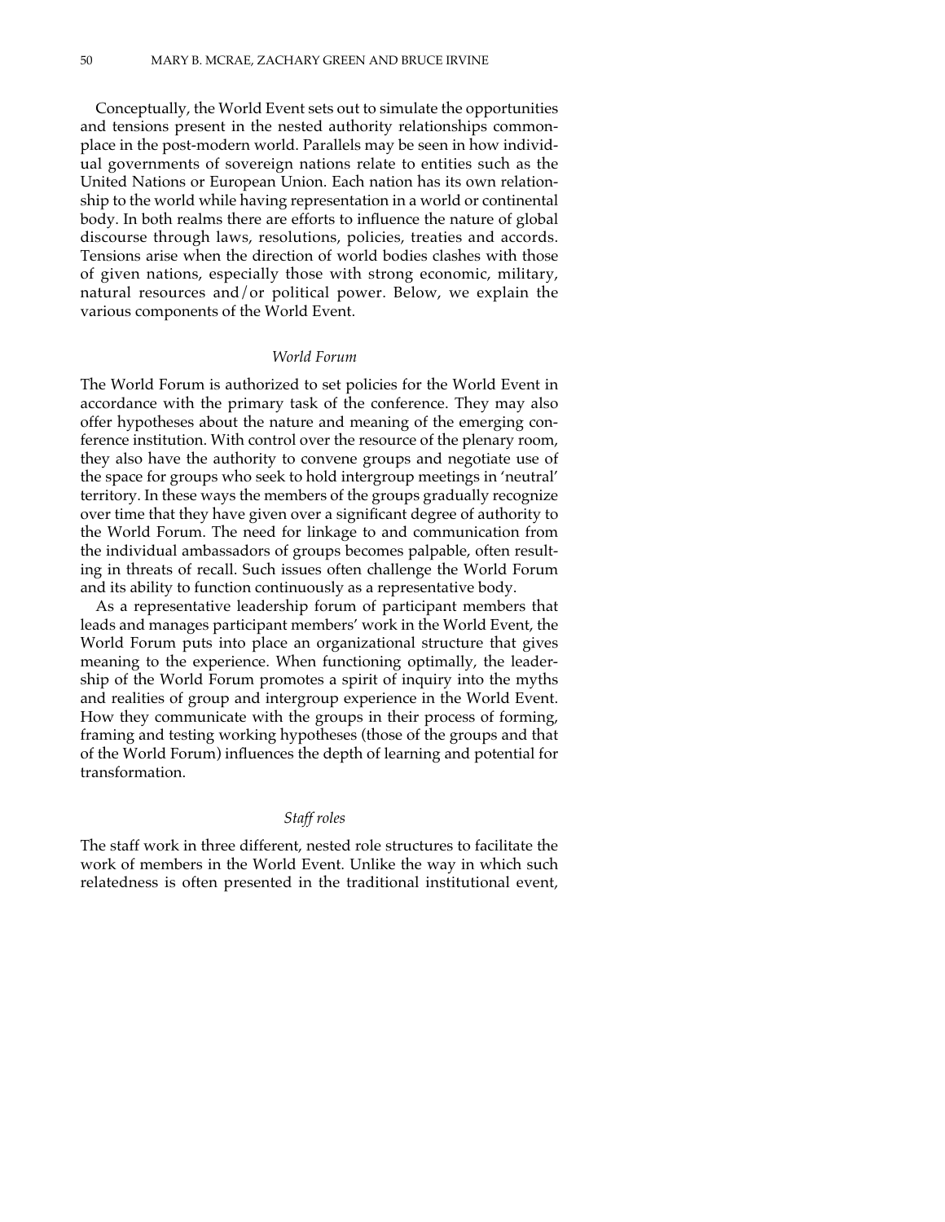Conceptually, the World Event sets out to simulate the opportunities and tensions present in the nested authority relationships commonplace in the post-modern world. Parallels may be seen in how individual governments of sovereign nations relate to entities such as the United Nations or European Union. Each nation has its own relationship to the world while having representation in a world or continental body. In both realms there are efforts to influence the nature of global discourse through laws, resolutions, policies, treaties and accords. Tensions arise when the direction of world bodies clashes with those of given nations, especially those with strong economic, military, natural resources and/or political power. Below, we explain the various components of the World Event.

### *World Forum*

The World Forum is authorized to set policies for the World Event in accordance with the primary task of the conference. They may also offer hypotheses about the nature and meaning of the emerging conference institution. With control over the resource of the plenary room, they also have the authority to convene groups and negotiate use of the space for groups who seek to hold intergroup meetings in 'neutral' territory. In these ways the members of the groups gradually recognize over time that they have given over a significant degree of authority to the World Forum. The need for linkage to and communication from the individual ambassadors of groups becomes palpable, often resulting in threats of recall. Such issues often challenge the World Forum and its ability to function continuously as a representative body.

As a representative leadership forum of participant members that leads and manages participant members' work in the World Event, the World Forum puts into place an organizational structure that gives meaning to the experience. When functioning optimally, the leadership of the World Forum promotes a spirit of inquiry into the myths and realities of group and intergroup experience in the World Event. How they communicate with the groups in their process of forming, framing and testing working hypotheses (those of the groups and that of the World Forum) influences the depth of learning and potential for transformation.

### *Staff roles*

The staff work in three different, nested role structures to facilitate the work of members in the World Event. Unlike the way in which such relatedness is often presented in the traditional institutional event,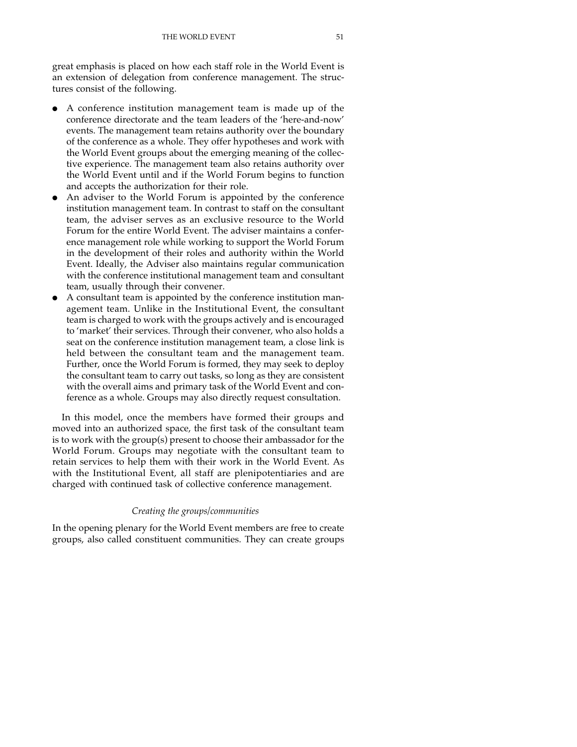great emphasis is placed on how each staff role in the World Event is an extension of delegation from conference management. The structures consist of the following.

- A conference institution management team is made up of the conference directorate and the team leaders of the 'here-and-now' events. The management team retains authority over the boundary of the conference as a whole. They offer hypotheses and work with the World Event groups about the emerging meaning of the collective experience. The management team also retains authority over the World Event until and if the World Forum begins to function and accepts the authorization for their role.
- An adviser to the World Forum is appointed by the conference institution management team. In contrast to staff on the consultant team, the adviser serves as an exclusive resource to the World Forum for the entire World Event. The adviser maintains a conference management role while working to support the World Forum in the development of their roles and authority within the World Event. Ideally, the Adviser also maintains regular communication with the conference institutional management team and consultant team, usually through their convener.
- A consultant team is appointed by the conference institution management team. Unlike in the Institutional Event, the consultant team is charged to work with the groups actively and is encouraged to 'market' their services. Through their convener, who also holds a seat on the conference institution management team, a close link is held between the consultant team and the management team. Further, once the World Forum is formed, they may seek to deploy the consultant team to carry out tasks, so long as they are consistent with the overall aims and primary task of the World Event and conference as a whole. Groups may also directly request consultation.

In this model, once the members have formed their groups and moved into an authorized space, the first task of the consultant team is to work with the group(s) present to choose their ambassador for the World Forum. Groups may negotiate with the consultant team to retain services to help them with their work in the World Event. As with the Institutional Event, all staff are plenipotentiaries and are charged with continued task of collective conference management.

### *Creating the groups/communities*

In the opening plenary for the World Event members are free to create groups, also called constituent communities. They can create groups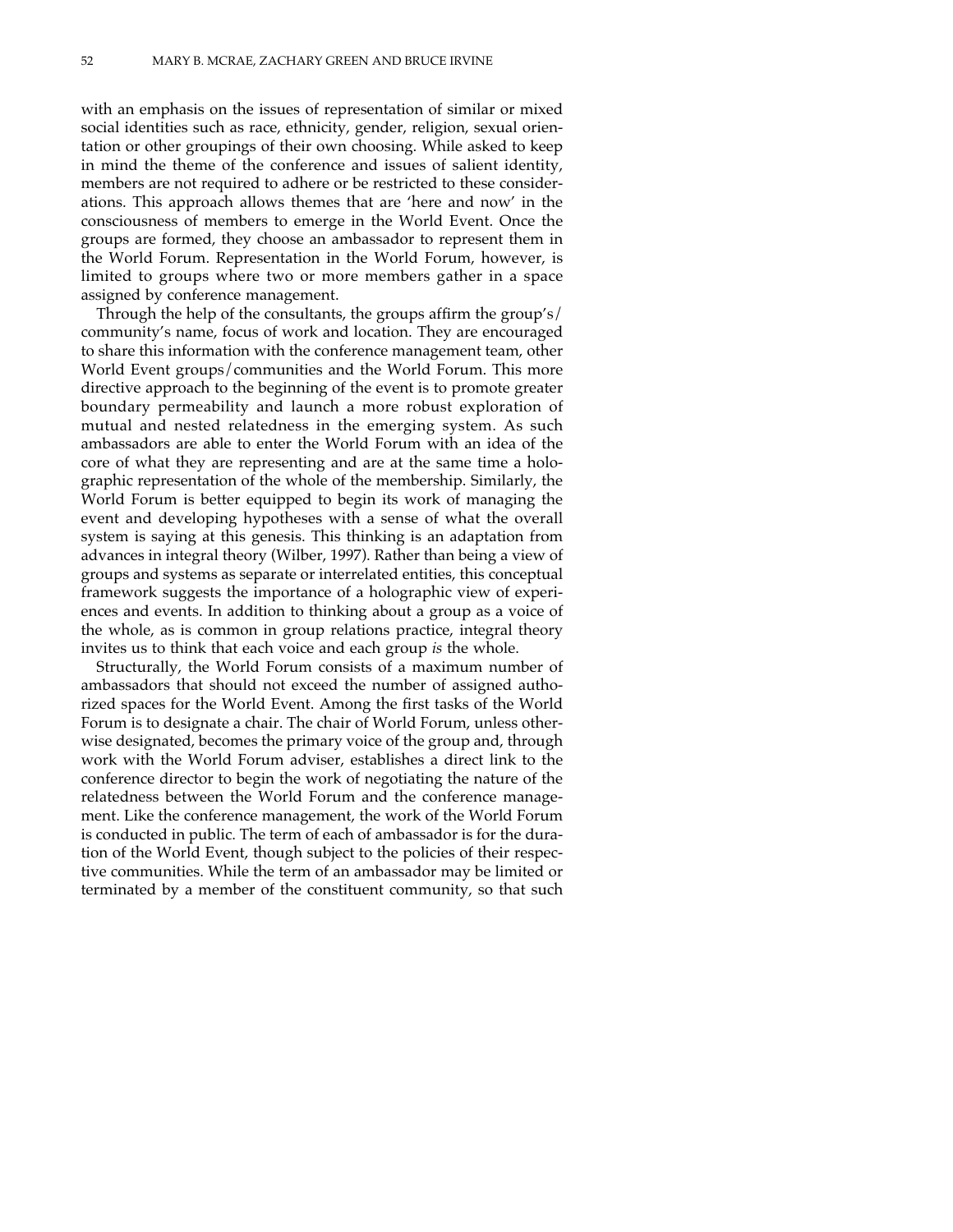with an emphasis on the issues of representation of similar or mixed social identities such as race, ethnicity, gender, religion, sexual orientation or other groupings of their own choosing. While asked to keep in mind the theme of the conference and issues of salient identity, members are not required to adhere or be restricted to these considerations. This approach allows themes that are 'here and now' in the consciousness of members to emerge in the World Event. Once the groups are formed, they choose an ambassador to represent them in the World Forum. Representation in the World Forum, however, is limited to groups where two or more members gather in a space assigned by conference management.

Through the help of the consultants, the groups affirm the group's/community's name, focus of work and location. They are encouraged to share this information with the conference management team, other World Event groups/communities and the World Forum. This more directive approach to the beginning of the event is to promote greater boundary permeability and launch a more robust exploration of mutual and nested relatedness in the emerging system. As such ambassadors are able to enter the World Forum with an idea of the core of what they are representing and are at the same time a holographic representation of the whole of the membership. Similarly, the World Forum is better equipped to begin its work of managing the event and developing hypotheses with a sense of what the overall system is saying at this genesis. This thinking is an adaptation from advances in integral theory (Wilber, 1997). Rather than being a view of groups and systems as separate or interrelated entities, this conceptual framework suggests the importance of a holographic view of experiences and events. In addition to thinking about a group as a voice of the whole, as is common in group relations practice, integral theory invites us to think that each voice and each group *is* the whole.

Structurally, the World Forum consists of a maximum number of ambassadors that should not exceed the number of assigned authorized spaces for the World Event. Among the first tasks of the World Forum is to designate a chair. The chair of World Forum, unless otherwise designated, becomes the primary voice of the group and, through work with the World Forum adviser, establishes a direct link to the conference director to begin the work of negotiating the nature of the relatedness between the World Forum and the conference management. Like the conference management, the work of the World Forum is conducted in public. The term of each of ambassador is for the duration of the World Event, though subject to the policies of their respective communities. While the term of an ambassador may be limited or terminated by a member of the constituent community, so that such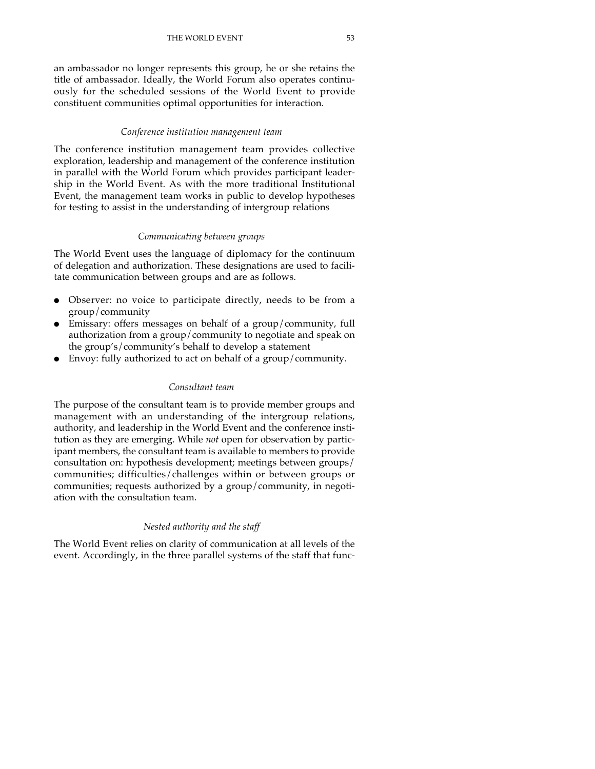an ambassador no longer represents this group, he or she retains the title of ambassador. Ideally, the World Forum also operates continuously for the scheduled sessions of the World Event to provide constituent communities optimal opportunities for interaction.

### *Conference institution management team*

The conference institution management team provides collective exploration, leadership and management of the conference institution in parallel with the World Forum which provides participant leadership in the World Event. As with the more traditional Institutional Event, the management team works in public to develop hypotheses for testing to assist in the understanding of intergroup relations

### *Communicating between groups*

The World Event uses the language of diplomacy for the continuum of delegation and authorization. These designations are used to facilitate communication between groups and are as follows.

- Observer: no voice to participate directly, needs to be from a group/community
- Emissary: offers messages on behalf of a group/community, full authorization from a group/community to negotiate and speak on the group's/community's behalf to develop a statement
- Envoy: fully authorized to act on behalf of a group/community.

### *Consultant team*

The purpose of the consultant team is to provide member groups and management with an understanding of the intergroup relations, authority, and leadership in the World Event and the conference institution as they are emerging. While *not* open for observation by participant members, the consultant team is available to members to provide consultation on: hypothesis development; meetings between groups/communities; difficulties/challenges within or between groups or communities; requests authorized by a group/community, in negotiation with the consultation team.

### *Nested authority and the staff*

The World Event relies on clarity of communication at all levels of the event. Accordingly, in the three parallel systems of the staff that func-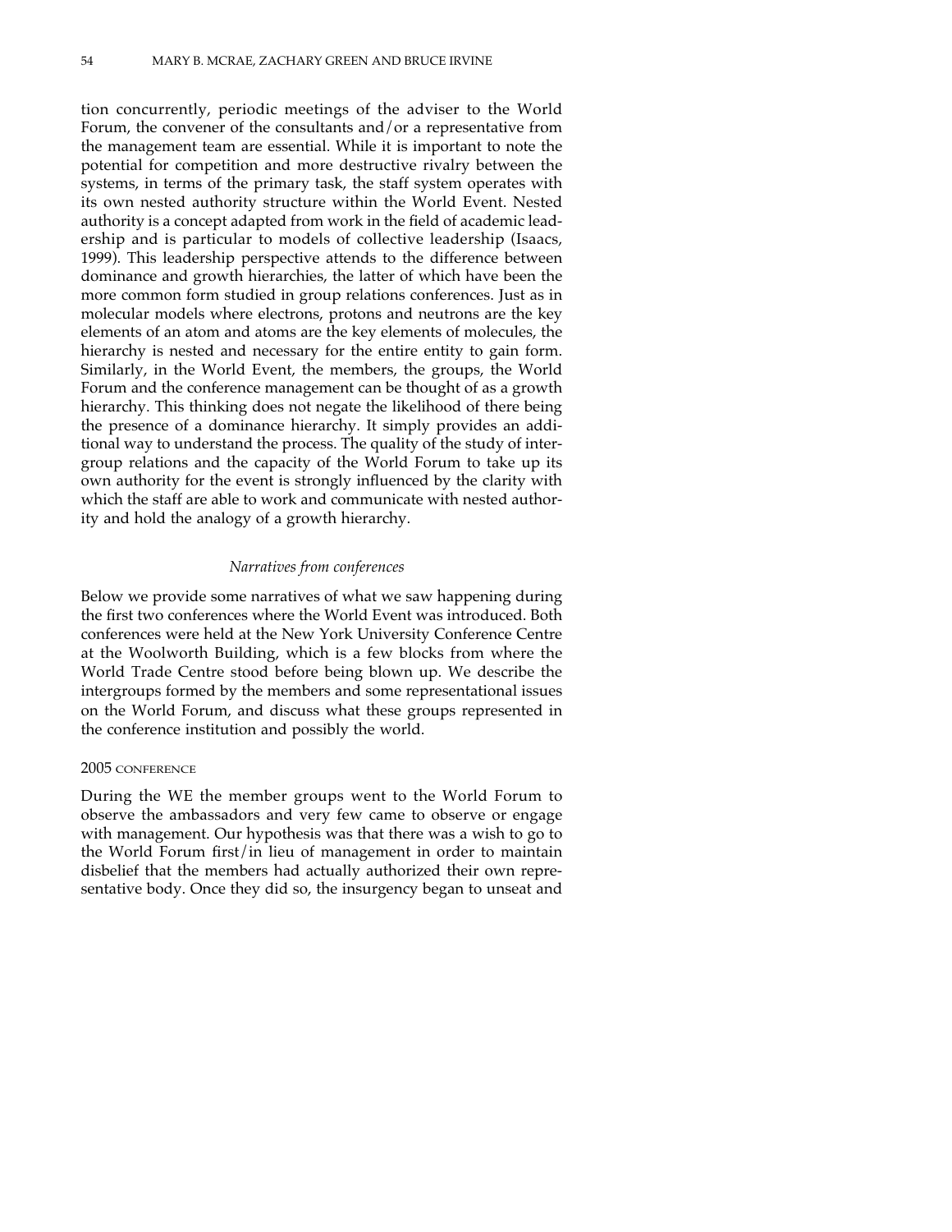tion concurrently, periodic meetings of the adviser to the World Forum, the convener of the consultants and/or a representative from the management team are essential. While it is important to note the potential for competition and more destructive rivalry between the systems, in terms of the primary task, the staff system operates with its own nested authority structure within the World Event. Nested authority is a concept adapted from work in the field of academic leadership and is particular to models of collective leadership (Isaacs, 1999). This leadership perspective attends to the difference between dominance and growth hierarchies, the latter of which have been the more common form studied in group relations conferences. Just as in molecular models where electrons, protons and neutrons are the key elements of an atom and atoms are the key elements of molecules, the hierarchy is nested and necessary for the entire entity to gain form. Similarly, in the World Event, the members, the groups, the World Forum and the conference management can be thought of as a growth hierarchy. This thinking does not negate the likelihood of there being the presence of a dominance hierarchy. It simply provides an additional way to understand the process. The quality of the study of intergroup relations and the capacity of the World Forum to take up its own authority for the event is strongly influenced by the clarity with which the staff are able to work and communicate with nested authority and hold the analogy of a growth hierarchy.

### *Narratives from conferences*

Below we provide some narratives of what we saw happening during the first two conferences where the World Event was introduced. Both conferences were held at the New York University Conference Centre at the Woolworth Building, which is a few blocks from where the World Trade Centre stood before being blown up. We describe the intergroups formed by the members and some representational issues on the World Forum, and discuss what these groups represented in the conference institution and possibly the world.

#### 2005 CONFERENCE

During the WE the member groups went to the World Forum to observe the ambassadors and very few came to observe or engage with management. Our hypothesis was that there was a wish to go to the World Forum first/in lieu of management in order to maintain disbelief that the members had actually authorized their own representative body. Once they did so, the insurgency began to unseat and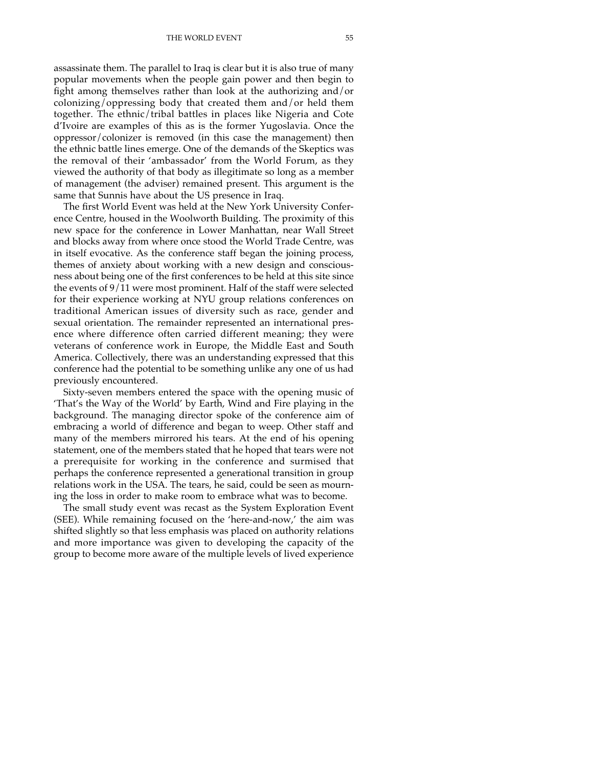assassinate them. The parallel to Iraq is clear but it is also true of many popular movements when the people gain power and then begin to fight among themselves rather than look at the authorizing and/or colonizing/oppressing body that created them and/or held them together. The ethnic/tribal battles in places like Nigeria and Cote d'Ivoire are examples of this as is the former Yugoslavia. Once the oppressor/colonizer is removed (in this case the management) then the ethnic battle lines emerge. One of the demands of the Skeptics was the removal of their 'ambassador' from the World Forum, as they viewed the authority of that body as illegitimate so long as a member of management (the adviser) remained present. This argument is the same that Sunnis have about the US presence in Iraq.

The first World Event was held at the New York University Conference Centre, housed in the Woolworth Building. The proximity of this new space for the conference in Lower Manhattan, near Wall Street and blocks away from where once stood the World Trade Centre, was in itself evocative. As the conference staff began the joining process, themes of anxiety about working with a new design and consciousness about being one of the first conferences to be held at this site since the events of 9/11 were most prominent. Half of the staff were selected for their experience working at NYU group relations conferences on traditional American issues of diversity such as race, gender and sexual orientation. The remainder represented an international presence where difference often carried different meaning; they were veterans of conference work in Europe, the Middle East and South America. Collectively, there was an understanding expressed that this conference had the potential to be something unlike any one of us had previously encountered.

Sixty-seven members entered the space with the opening music of 'That's the Way of the World' by Earth, Wind and Fire playing in the background. The managing director spoke of the conference aim of embracing a world of difference and began to weep. Other staff and many of the members mirrored his tears. At the end of his opening statement, one of the members stated that he hoped that tears were not a prerequisite for working in the conference and surmised that perhaps the conference represented a generational transition in group relations work in the USA. The tears, he said, could be seen as mourning the loss in order to make room to embrace what was to become.

The small study event was recast as the System Exploration Event (SEE). While remaining focused on the 'here-and-now,' the aim was shifted slightly so that less emphasis was placed on authority relations and more importance was given to developing the capacity of the group to become more aware of the multiple levels of lived experience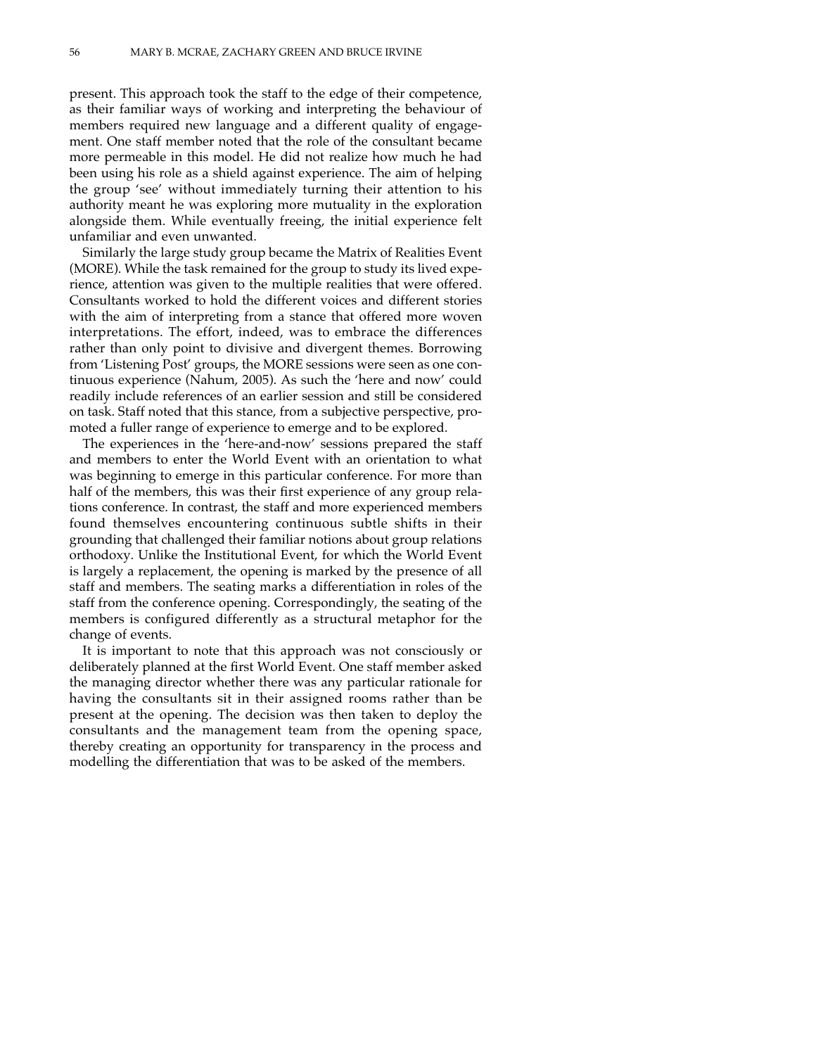present. This approach took the staff to the edge of their competence, as their familiar ways of working and interpreting the behaviour of members required new language and a different quality of engagement. One staff member noted that the role of the consultant became more permeable in this model. He did not realize how much he had been using his role as a shield against experience. The aim of helping the group 'see' without immediately turning their attention to his authority meant he was exploring more mutuality in the exploration alongside them. While eventually freeing, the initial experience felt unfamiliar and even unwanted.

Similarly the large study group became the Matrix of Realities Event (MORE). While the task remained for the group to study its lived experience, attention was given to the multiple realities that were offered. Consultants worked to hold the different voices and different stories with the aim of interpreting from a stance that offered more woven interpretations. The effort, indeed, was to embrace the differences rather than only point to divisive and divergent themes. Borrowing from 'Listening Post' groups, the MORE sessions were seen as one continuous experience (Nahum, 2005). As such the 'here and now' could readily include references of an earlier session and still be considered on task. Staff noted that this stance, from a subjective perspective, promoted a fuller range of experience to emerge and to be explored.

The experiences in the 'here-and-now' sessions prepared the staff and members to enter the World Event with an orientation to what was beginning to emerge in this particular conference. For more than half of the members, this was their first experience of any group relations conference. In contrast, the staff and more experienced members found themselves encountering continuous subtle shifts in their grounding that challenged their familiar notions about group relations orthodoxy. Unlike the Institutional Event, for which the World Event is largely a replacement, the opening is marked by the presence of all staff and members. The seating marks a differentiation in roles of the staff from the conference opening. Correspondingly, the seating of the members is configured differently as a structural metaphor for the change of events.

It is important to note that this approach was not consciously or deliberately planned at the first World Event. One staff member asked the managing director whether there was any particular rationale for having the consultants sit in their assigned rooms rather than be present at the opening. The decision was then taken to deploy the consultants and the management team from the opening space, thereby creating an opportunity for transparency in the process and modelling the differentiation that was to be asked of the members.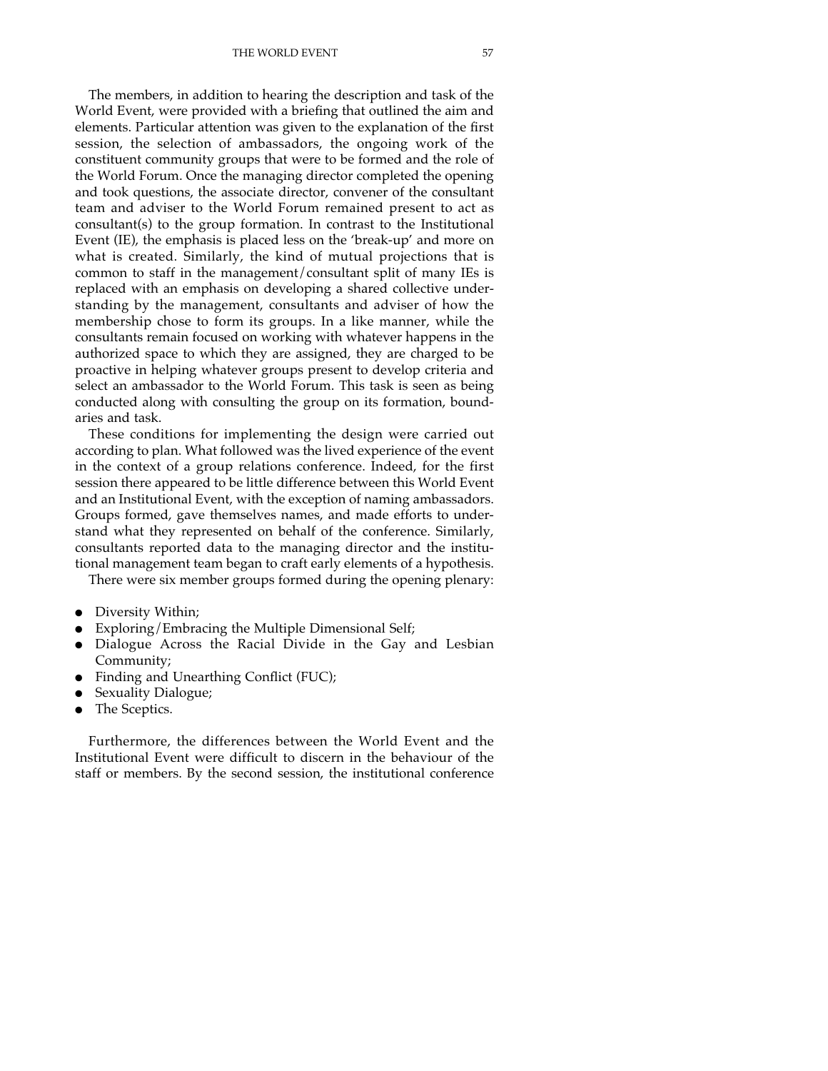The members, in addition to hearing the description and task of the World Event, were provided with a briefing that outlined the aim and elements. Particular attention was given to the explanation of the first session, the selection of ambassadors, the ongoing work of the constituent community groups that were to be formed and the role of the World Forum. Once the managing director completed the opening and took questions, the associate director, convener of the consultant team and adviser to the World Forum remained present to act as consultant(s) to the group formation. In contrast to the Institutional Event (IE), the emphasis is placed less on the 'break-up' and more on what is created. Similarly, the kind of mutual projections that is common to staff in the management/consultant split of many IEs is replaced with an emphasis on developing a shared collective understanding by the management, consultants and adviser of how the membership chose to form its groups. In a like manner, while the consultants remain focused on working with whatever happens in the authorized space to which they are assigned, they are charged to be proactive in helping whatever groups present to develop criteria and select an ambassador to the World Forum. This task is seen as being conducted along with consulting the group on its formation, boundaries and task.

These conditions for implementing the design were carried out according to plan. What followed was the lived experience of the event in the context of a group relations conference. Indeed, for the first session there appeared to be little difference between this World Event and an Institutional Event, with the exception of naming ambassadors. Groups formed, gave themselves names, and made efforts to understand what they represented on behalf of the conference. Similarly, consultants reported data to the managing director and the institutional management team began to craft early elements of a hypothesis.

There were six member groups formed during the opening plenary:

- Diversity Within;
- Exploring/Embracing the Multiple Dimensional Self;
- Dialogue Across the Racial Divide in the Gay and Lesbian Community;
- Finding and Unearthing Conflict (FUC);
- Sexuality Dialogue;
- The Sceptics.

Furthermore, the differences between the World Event and the Institutional Event were difficult to discern in the behaviour of the staff or members. By the second session, the institutional conference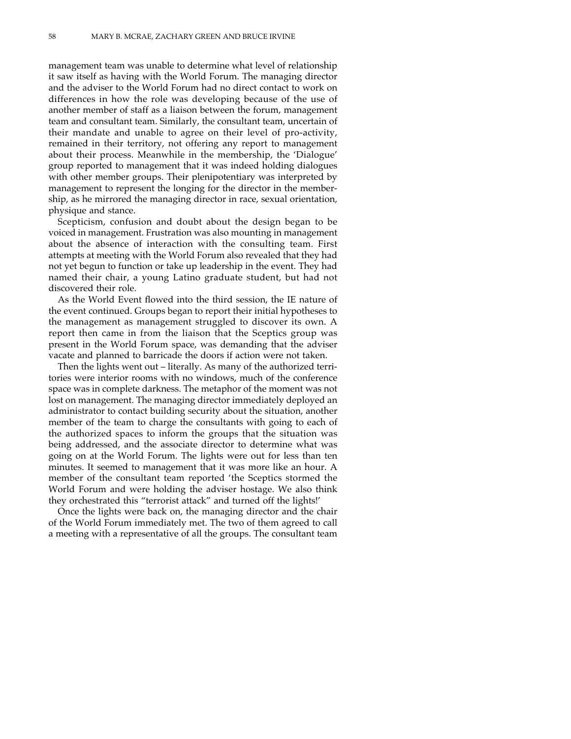management team was unable to determine what level of relationship it saw itself as having with the World Forum. The managing director and the adviser to the World Forum had no direct contact to work on differences in how the role was developing because of the use of another member of staff as a liaison between the forum, management team and consultant team. Similarly, the consultant team, uncertain of their mandate and unable to agree on their level of pro-activity, remained in their territory, not offering any report to management about their process. Meanwhile in the membership, the 'Dialogue' group reported to management that it was indeed holding dialogues with other member groups. Their plenipotentiary was interpreted by management to represent the longing for the director in the membership, as he mirrored the managing director in race, sexual orientation, physique and stance.

Scepticism, confusion and doubt about the design began to be voiced in management. Frustration was also mounting in management about the absence of interaction with the consulting team. First attempts at meeting with the World Forum also revealed that they had not yet begun to function or take up leadership in the event. They had named their chair, a young Latino graduate student, but had not discovered their role.

As the World Event flowed into the third session, the IE nature of the event continued. Groups began to report their initial hypotheses to the management as management struggled to discover its own. A report then came in from the liaison that the Sceptics group was present in the World Forum space, was demanding that the adviser vacate and planned to barricade the doors if action were not taken.

Then the lights went out – literally. As many of the authorized territories were interior rooms with no windows, much of the conference space was in complete darkness. The metaphor of the moment was not lost on management. The managing director immediately deployed an administrator to contact building security about the situation, another member of the team to charge the consultants with going to each of the authorized spaces to inform the groups that the situation was being addressed, and the associate director to determine what was going on at the World Forum. The lights were out for less than ten minutes. It seemed to management that it was more like an hour. A member of the consultant team reported 'the Sceptics stormed the World Forum and were holding the adviser hostage. We also think they orchestrated this "terrorist attack" and turned off the lights!'

Once the lights were back on, the managing director and the chair of the World Forum immediately met. The two of them agreed to call a meeting with a representative of all the groups. The consultant team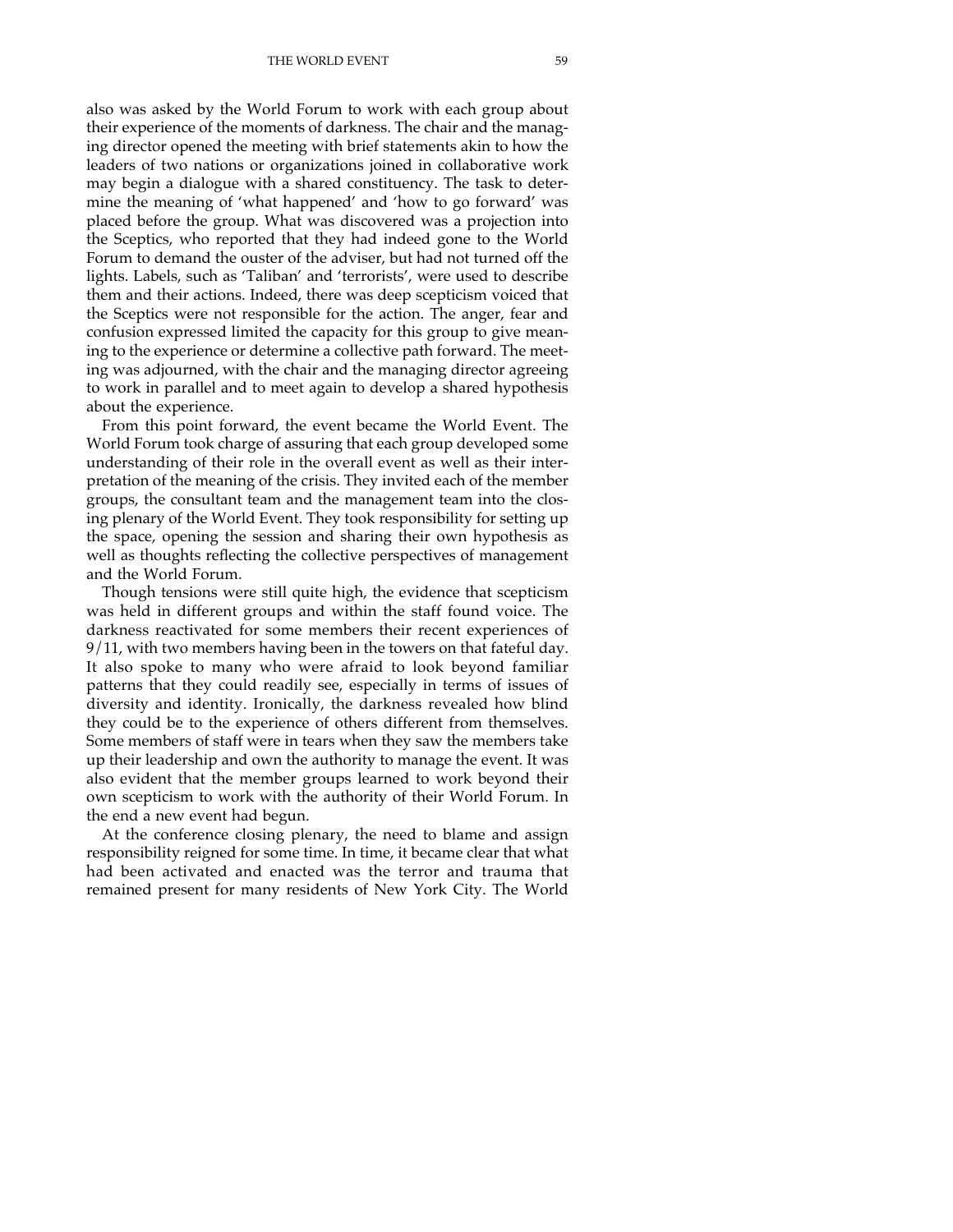also was asked by the World Forum to work with each group about their experience of the moments of darkness. The chair and the managing director opened the meeting with brief statements akin to how the leaders of two nations or organizations joined in collaborative work may begin a dialogue with a shared constituency. The task to determine the meaning of 'what happened' and 'how to go forward' was placed before the group. What was discovered was a projection into the Sceptics, who reported that they had indeed gone to the World Forum to demand the ouster of the adviser, but had not turned off the lights. Labels, such as 'Taliban' and 'terrorists', were used to describe them and their actions. Indeed, there was deep scepticism voiced that the Sceptics were not responsible for the action. The anger, fear and confusion expressed limited the capacity for this group to give meaning to the experience or determine a collective path forward. The meeting was adjourned, with the chair and the managing director agreeing to work in parallel and to meet again to develop a shared hypothesis about the experience.

From this point forward, the event became the World Event. The World Forum took charge of assuring that each group developed some understanding of their role in the overall event as well as their interpretation of the meaning of the crisis. They invited each of the member groups, the consultant team and the management team into the closing plenary of the World Event. They took responsibility for setting up the space, opening the session and sharing their own hypothesis as well as thoughts reflecting the collective perspectives of management and the World Forum.

Though tensions were still quite high, the evidence that scepticism was held in different groups and within the staff found voice. The darkness reactivated for some members their recent experiences of 9/11, with two members having been in the towers on that fateful day. It also spoke to many who were afraid to look beyond familiar patterns that they could readily see, especially in terms of issues of diversity and identity. Ironically, the darkness revealed how blind they could be to the experience of others different from themselves. Some members of staff were in tears when they saw the members take up their leadership and own the authority to manage the event. It was also evident that the member groups learned to work beyond their own scepticism to work with the authority of their World Forum. In the end a new event had begun.

At the conference closing plenary, the need to blame and assign responsibility reigned for some time. In time, it became clear that what had been activated and enacted was the terror and trauma that remained present for many residents of New York City. The World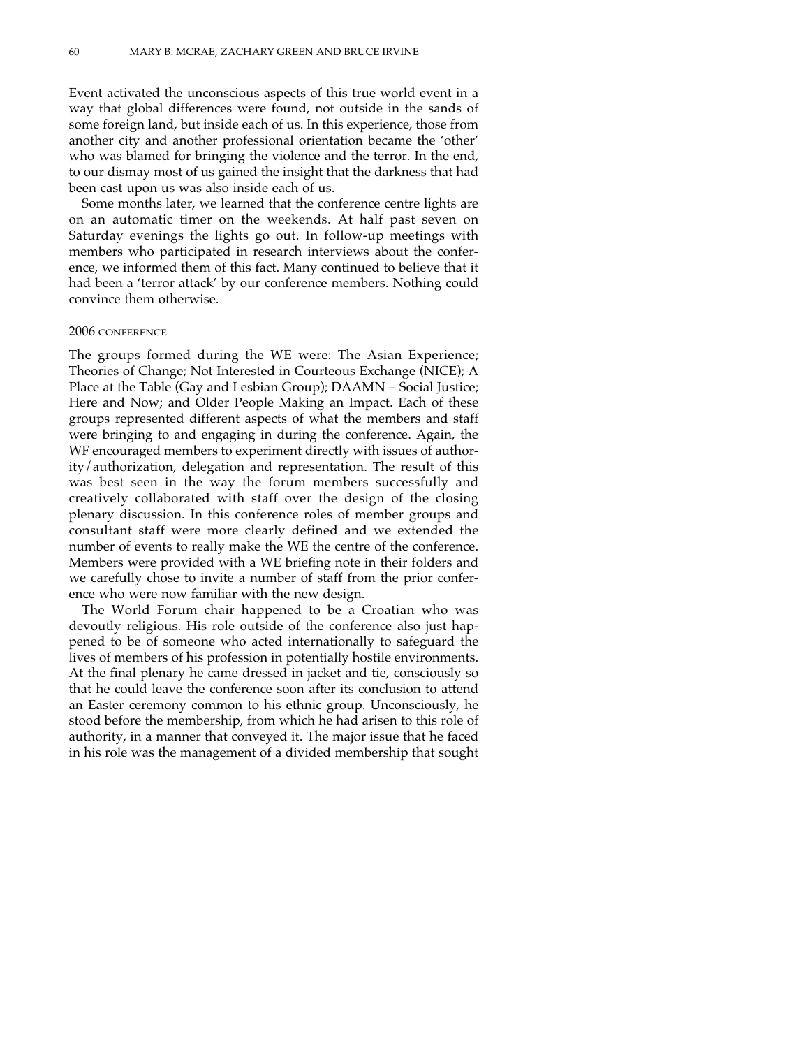Event activated the unconscious aspects of this true world event in a way that global differences were found, not outside in the sands of some foreign land, but inside each of us. In this experience, those from another city and another professional orientation became the 'other' who was blamed for bringing the violence and the terror. In the end, to our dismay most of us gained the insight that the darkness that had been cast upon us was also inside each of us.

Some months later, we learned that the conference centre lights are on an automatic timer on the weekends. At half past seven on Saturday evenings the lights go out. In follow-up meetings with members who participated in research interviews about the conference, we informed them of this fact. Many continued to believe that it had been a 'terror attack' by our conference members. Nothing could convince them otherwise.

### 2006 CONFERENCE

The groups formed during the WE were: The Asian Experience; Theories of Change; Not Interested in Courteous Exchange (NICE); A Place at the Table (Gay and Lesbian Group); DAAMN – Social Justice; Here and Now; and Older People Making an Impact. Each of these groups represented different aspects of what the members and staff were bringing to and engaging in during the conference. Again, the WF encouraged members to experiment directly with issues of authority/authorization, delegation and representation. The result of this was best seen in the way the forum members successfully and creatively collaborated with staff over the design of the closing plenary discussion. In this conference roles of member groups and consultant staff were more clearly defined and we extended the number of events to really make the WE the centre of the conference. Members were provided with a WE briefing note in their folders and we carefully chose to invite a number of staff from the prior conference who were now familiar with the new design.

The World Forum chair happened to be a Croatian who was devoutly religious. His role outside of the conference also just happened to be of someone who acted internationally to safeguard the lives of members of his profession in potentially hostile environments. At the final plenary he came dressed in jacket and tie, consciously so that he could leave the conference soon after its conclusion to attend an Easter ceremony common to his ethnic group. Unconsciously, he stood before the membership, from which he had arisen to this role of authority, in a manner that conveyed it. The major issue that he faced in his role was the management of a divided membership that sought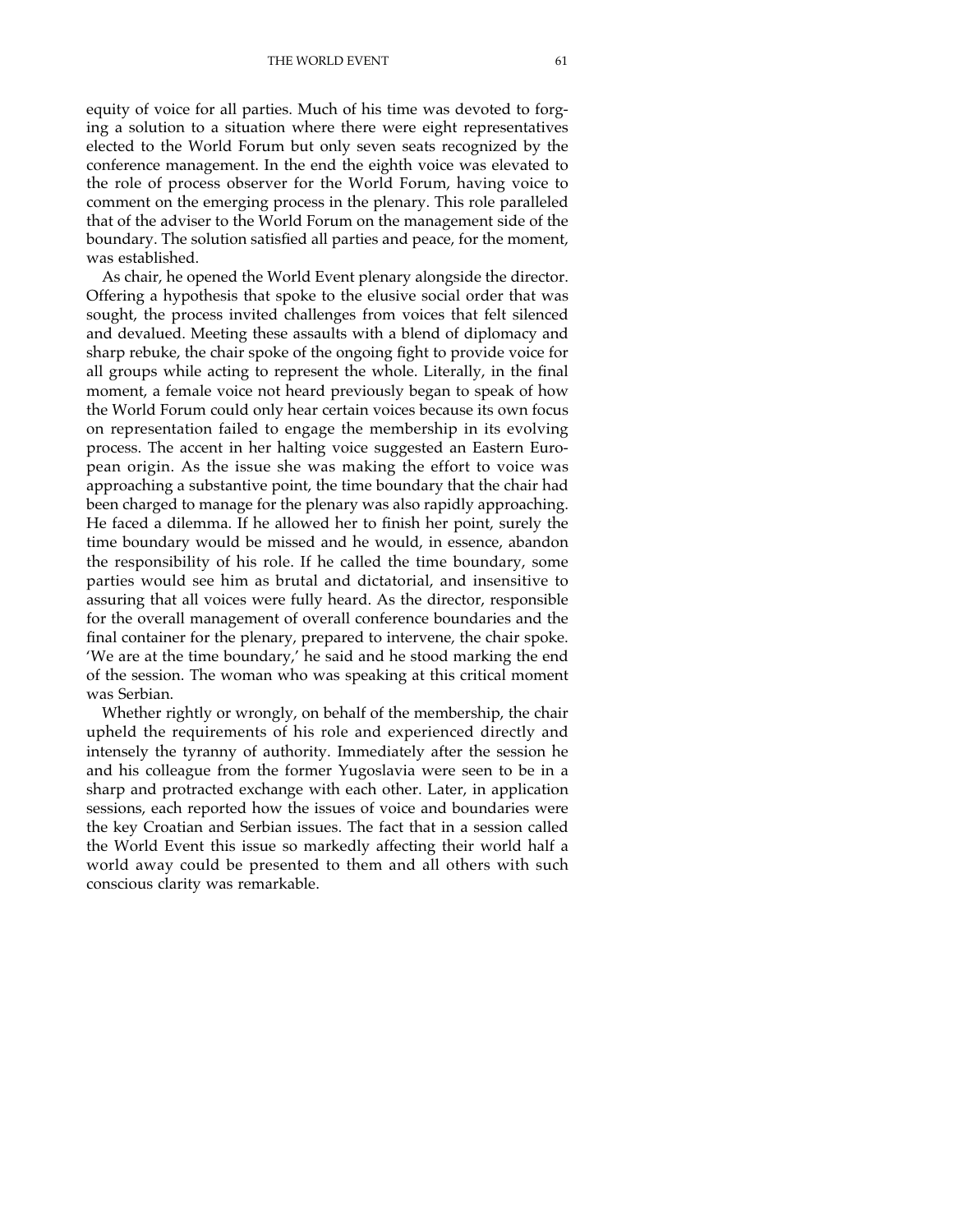equity of voice for all parties. Much of his time was devoted to forging a solution to a situation where there were eight representatives elected to the World Forum but only seven seats recognized by the conference management. In the end the eighth voice was elevated to the role of process observer for the World Forum, having voice to comment on the emerging process in the plenary. This role paralleled that of the adviser to the World Forum on the management side of the boundary. The solution satisfied all parties and peace, for the moment, was established.

As chair, he opened the World Event plenary alongside the director. Offering a hypothesis that spoke to the elusive social order that was sought, the process invited challenges from voices that felt silenced and devalued. Meeting these assaults with a blend of diplomacy and sharp rebuke, the chair spoke of the ongoing fight to provide voice for all groups while acting to represent the whole. Literally, in the final moment, a female voice not heard previously began to speak of how the World Forum could only hear certain voices because its own focus on representation failed to engage the membership in its evolving process. The accent in her halting voice suggested an Eastern European origin. As the issue she was making the effort to voice was approaching a substantive point, the time boundary that the chair had been charged to manage for the plenary was also rapidly approaching. He faced a dilemma. If he allowed her to finish her point, surely the time boundary would be missed and he would, in essence, abandon the responsibility of his role. If he called the time boundary, some parties would see him as brutal and dictatorial, and insensitive to assuring that all voices were fully heard. As the director, responsible for the overall management of overall conference boundaries and the final container for the plenary, prepared to intervene, the chair spoke. 'We are at the time boundary,' he said and he stood marking the end of the session. The woman who was speaking at this critical moment was Serbian.

Whether rightly or wrongly, on behalf of the membership, the chair upheld the requirements of his role and experienced directly and intensely the tyranny of authority. Immediately after the session he and his colleague from the former Yugoslavia were seen to be in a sharp and protracted exchange with each other. Later, in application sessions, each reported how the issues of voice and boundaries were the key Croatian and Serbian issues. The fact that in a session called the World Event this issue so markedly affecting their world half a world away could be presented to them and all others with such conscious clarity was remarkable.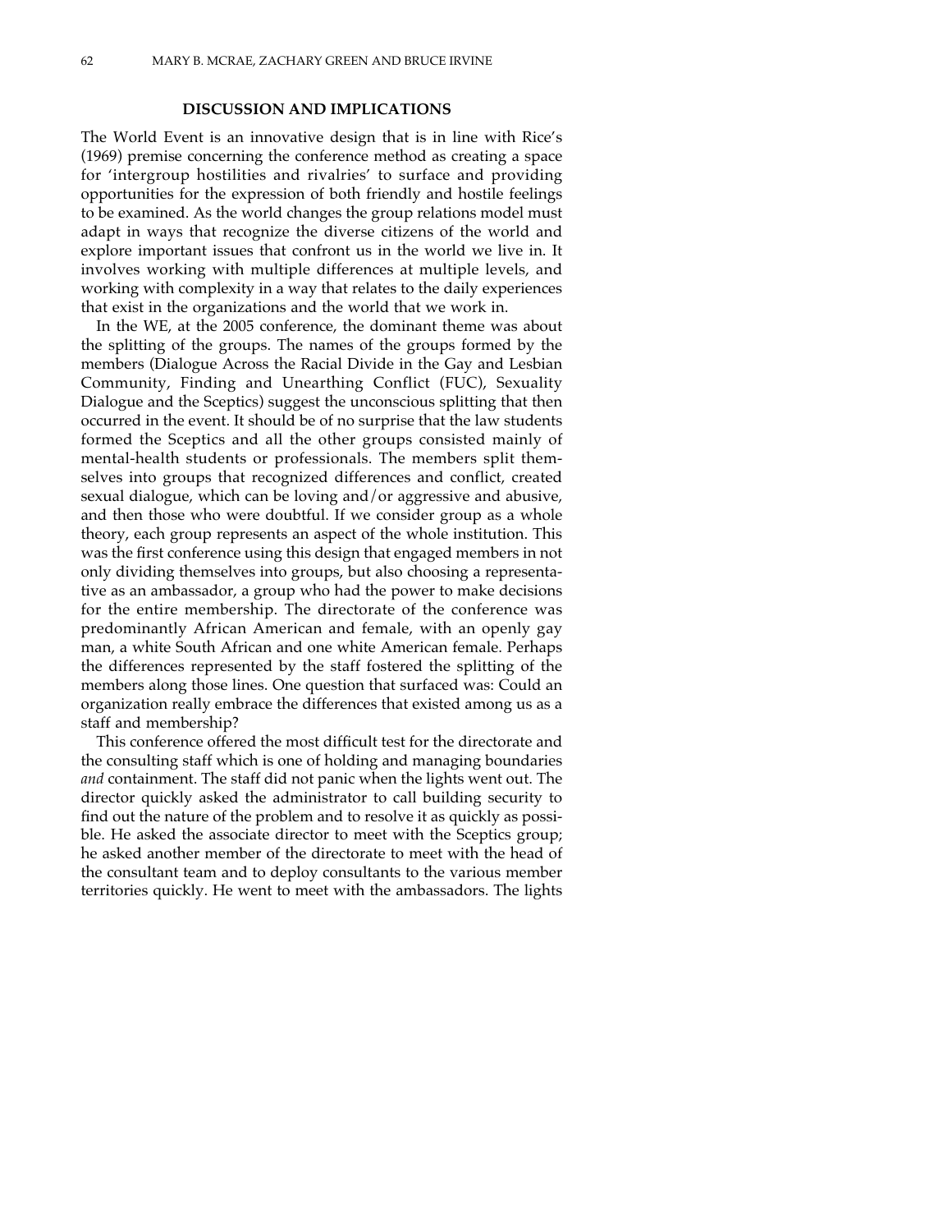## DISCUSSION AND IMPLICATIONS

The World Event is an innovative design that is in line with Rice's (1969) premise concerning the conference method as creating a space for 'intergroup hostilities and rivalries' to surface and providing opportunities for the expression of both friendly and hostile feelings to be examined. As the world changes the group relations model must adapt in ways that recognize the diverse citizens of the world and explore important issues that confront us in the world we live in. It involves working with multiple differences at multiple levels, and working with complexity in a way that relates to the daily experiences that exist in the organizations and the world that we work in.

In the WE, at the 2005 conference, the dominant theme was about the splitting of the groups. The names of the groups formed by the members (Dialogue Across the Racial Divide in the Gay and Lesbian Community, Finding and Unearthing Conflict (FUC), Sexuality Dialogue and the Sceptics) suggest the unconscious splitting that then occurred in the event. It should be of no surprise that the law students formed the Sceptics and all the other groups consisted mainly of mental-health students or professionals. The members split themselves into groups that recognized differences and conflict, created sexual dialogue, which can be loving and/or aggressive and abusive, and then those who were doubtful. If we consider group as a whole theory, each group represents an aspect of the whole institution. This was the first conference using this design that engaged members in not only dividing themselves into groups, but also choosing a representative as an ambassador, a group who had the power to make decisions for the entire membership. The directorate of the conference was predominantly African American and female, with an openly gay man, a white South African and one white American female. Perhaps the differences represented by the staff fostered the splitting of the members along those lines. One question that surfaced was: Could an organization really embrace the differences that existed among us as a staff and membership?

This conference offered the most difficult test for the directorate and the consulting staff which is one of holding and managing boundaries *and* containment. The staff did not panic when the lights went out. The director quickly asked the administrator to call building security to find out the nature of the problem and to resolve it as quickly as possible. He asked the associate director to meet with the Sceptics group; he asked another member of the directorate to meet with the head of the consultant team and to deploy consultants to the various member territories quickly. He went to meet with the ambassadors. The lights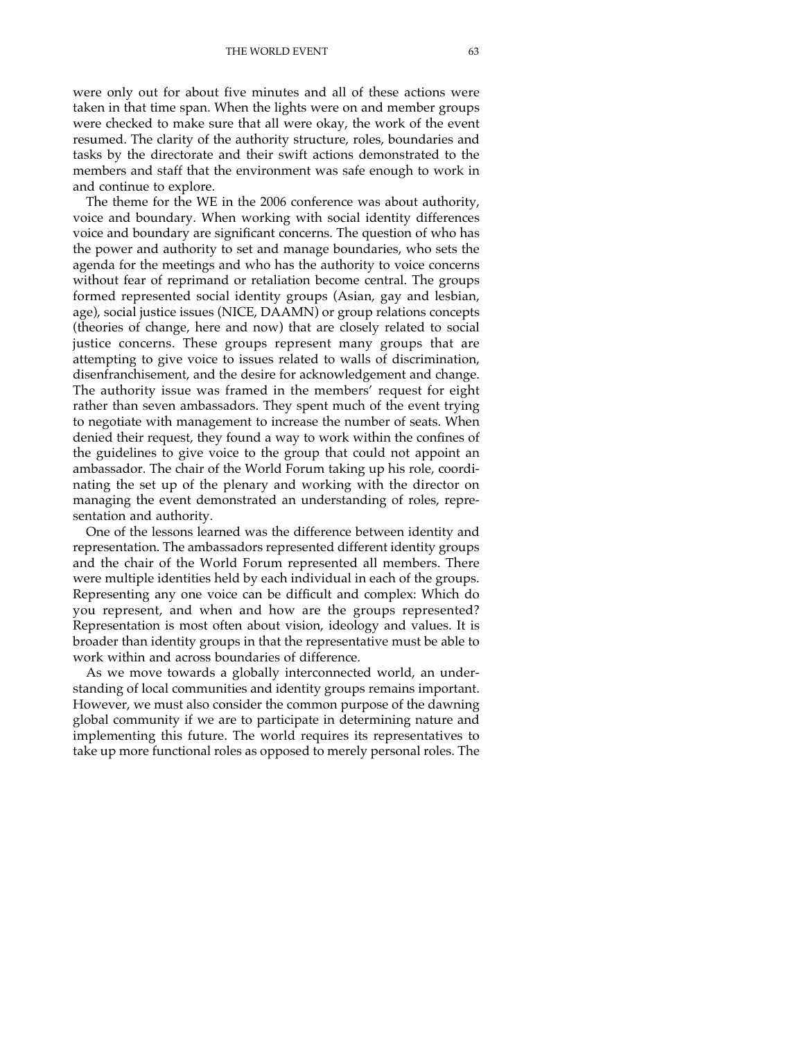were only out for about five minutes and all of these actions were taken in that time span. When the lights were on and member groups were checked to make sure that all were okay, the work of the event resumed. The clarity of the authority structure, roles, boundaries and tasks by the directorate and their swift actions demonstrated to the members and staff that the environment was safe enough to work in and continue to explore.

The theme for the WE in the 2006 conference was about authority, voice and boundary. When working with social identity differences voice and boundary are significant concerns. The question of who has the power and authority to set and manage boundaries, who sets the agenda for the meetings and who has the authority to voice concerns without fear of reprimand or retaliation become central. The groups formed represented social identity groups (Asian, gay and lesbian, age), social justice issues (NICE, DAAMN) or group relations concepts (theories of change, here and now) that are closely related to social justice concerns. These groups represent many groups that are attempting to give voice to issues related to walls of discrimination, disenfranchisement, and the desire for acknowledgement and change. The authority issue was framed in the members' request for eight rather than seven ambassadors. They spent much of the event trying to negotiate with management to increase the number of seats. When denied their request, they found a way to work within the confines of the guidelines to give voice to the group that could not appoint an ambassador. The chair of the World Forum taking up his role, coordinating the set up of the plenary and working with the director on managing the event demonstrated an understanding of roles, representation and authority.

One of the lessons learned was the difference between identity and representation. The ambassadors represented different identity groups and the chair of the World Forum represented all members. There were multiple identities held by each individual in each of the groups. Representing any one voice can be difficult and complex: Which do you represent, and when and how are the groups represented? Representation is most often about vision, ideology and values. It is broader than identity groups in that the representative must be able to work within and across boundaries of difference.

As we move towards a globally interconnected world, an understanding of local communities and identity groups remains important. However, we must also consider the common purpose of the dawning global community if we are to participate in determining nature and implementing this future. The world requires its representatives to take up more functional roles as opposed to merely personal roles. The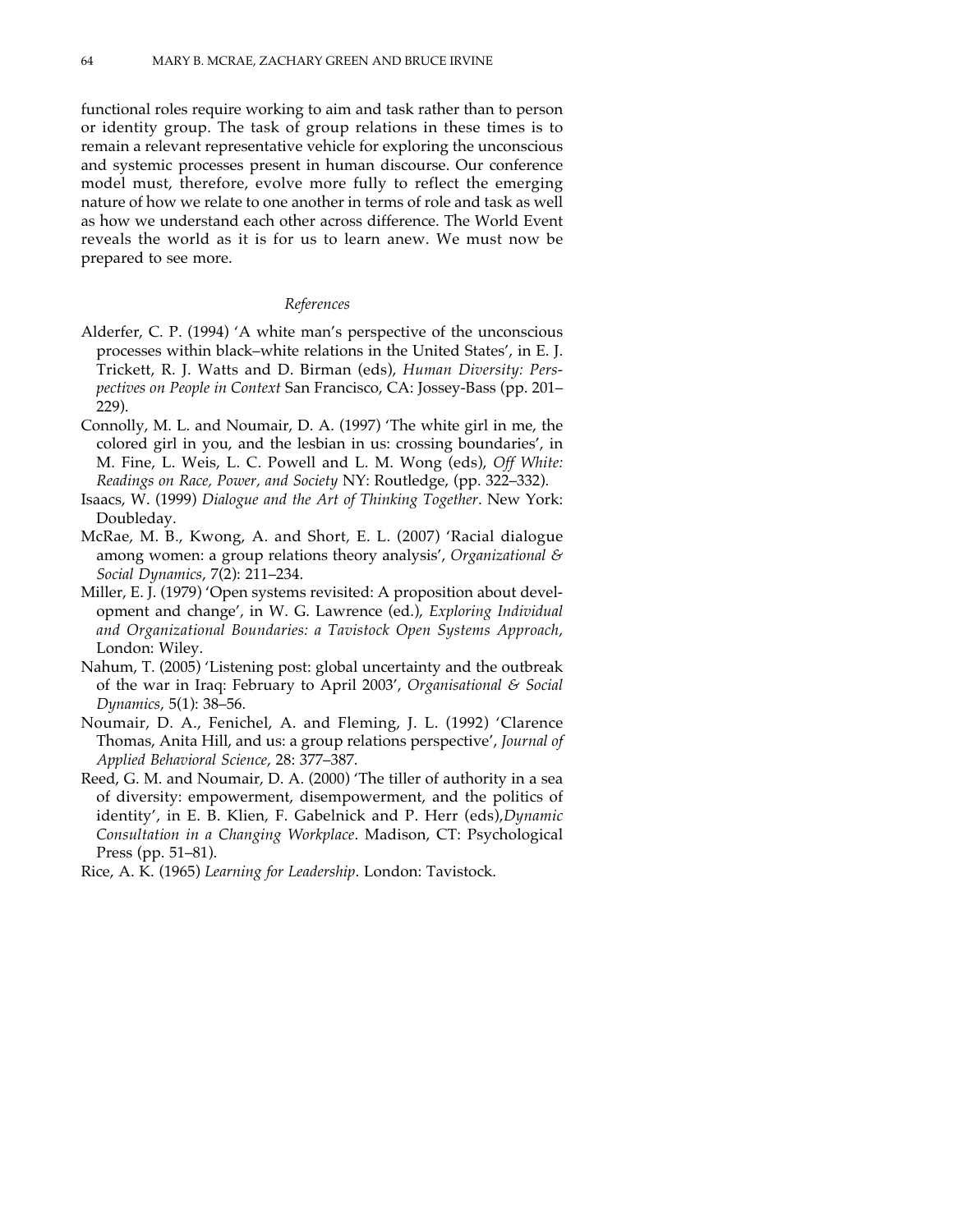functional roles require working to aim and task rather than to person or identity group. The task of group relations in these times is to remain a relevant representative vehicle for exploring the unconscious and systemic processes present in human discourse. Our conference model must, therefore, evolve more fully to reflect the emerging nature of how we relate to one another in terms of role and task as well as how we understand each other across difference. The World Event reveals the world as it is for us to learn anew. We must now be prepared to see more.

### *References*

Alderfer, C. P. (1994) 'A white man's perspective of the unconscious processes within black–white relations in the United States', in E. J. Trickett, R. J. Watts and D. Birman (eds), *Human Diversity: Perspectives on People in Context* San Francisco, CA: Jossey-Bass (pp. 201–229).

Connolly, M. L. and Noumair, D. A. (1997) 'The white girl in me, the colored girl in you, and the lesbian in us: crossing boundaries', in M. Fine, L. Weis, L. C. Powell and L. M. Wong (eds), *Off White: Readings on Race, Power, and Society* NY: Routledge, (pp. 322–332).

Isaacs, W. (1999) *Dialogue and the Art of Thinking Together*. New York: Doubleday.

McRae, M. B., Kwong, A. and Short, E. L. (2007) 'Racial dialogue among women: a group relations theory analysis', *Organizational & Social Dynamics*, 7(2): 211–234.

Miller, E. J. (1979) 'Open systems revisited: A proposition about development and change', in W. G. Lawrence (ed.), *Exploring Individual and Organizational Boundaries: a Tavistock Open Systems Approach*, London: Wiley.

Nahum, T. (2005) 'Listening post: global uncertainty and the outbreak of the war in Iraq: February to April 2003', *Organisational & Social Dynamics*, 5(1): 38–56.

Noumair, D. A., Fenichel, A. and Fleming, J. L. (1992) 'Clarence Thomas, Anita Hill, and us: a group relations perspective', *Journal of Applied Behavioral Science*, 28: 377–387.

Reed, G. M. and Noumair, D. A. (2000) 'The tiller of authority in a sea of diversity: empowerment, disempowerment, and the politics of identity', in E. B. Klien, F. Gabelnick and P. Herr (eds),*Dynamic Consultation in a Changing Workplace*. Madison, CT: Psychological Press (pp. 51–81).

Rice, A. K. (1965) *Learning for Leadership*. London: Tavistock.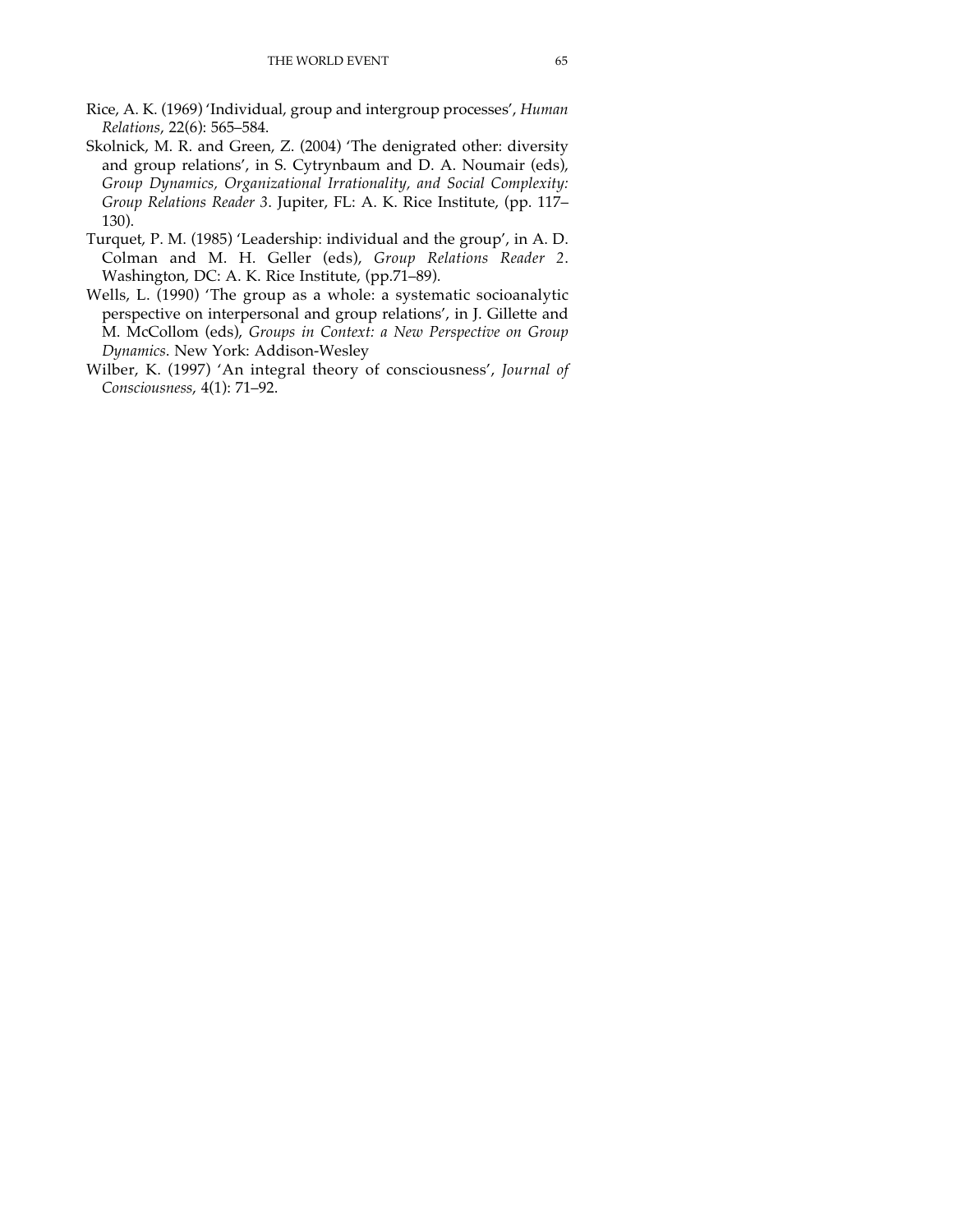Rice, A. K. (1969) 'Individual, group and intergroup processes', *Human Relations*, 22(6): 565–584.

Skolnick, M. R. and Green, Z. (2004) 'The denigrated other: diversity and group relations', in S. Cytrynbaum and D. A. Noumair (eds), *Group Dynamics, Organizational Irrationality, and Social Complexity: Group Relations Reader 3*. Jupiter, FL: A. K. Rice Institute, (pp. 117–130).

Turquet, P. M. (1985) 'Leadership: individual and the group', in A. D. Colman and M. H. Geller (eds), *Group Relations Reader 2*. Washington, DC: A. K. Rice Institute, (pp.71–89).

Wells, L. (1990) 'The group as a whole: a systematic socioanalytic perspective on interpersonal and group relations', in J. Gillette and M. McCollom (eds), *Groups in Context: a New Perspective on Group Dynamics*. New York: Addison-Wesley

Wilber, K. (1997) 'An integral theory of consciousness', *Journal of Consciousness*, 4(1): 71–92.